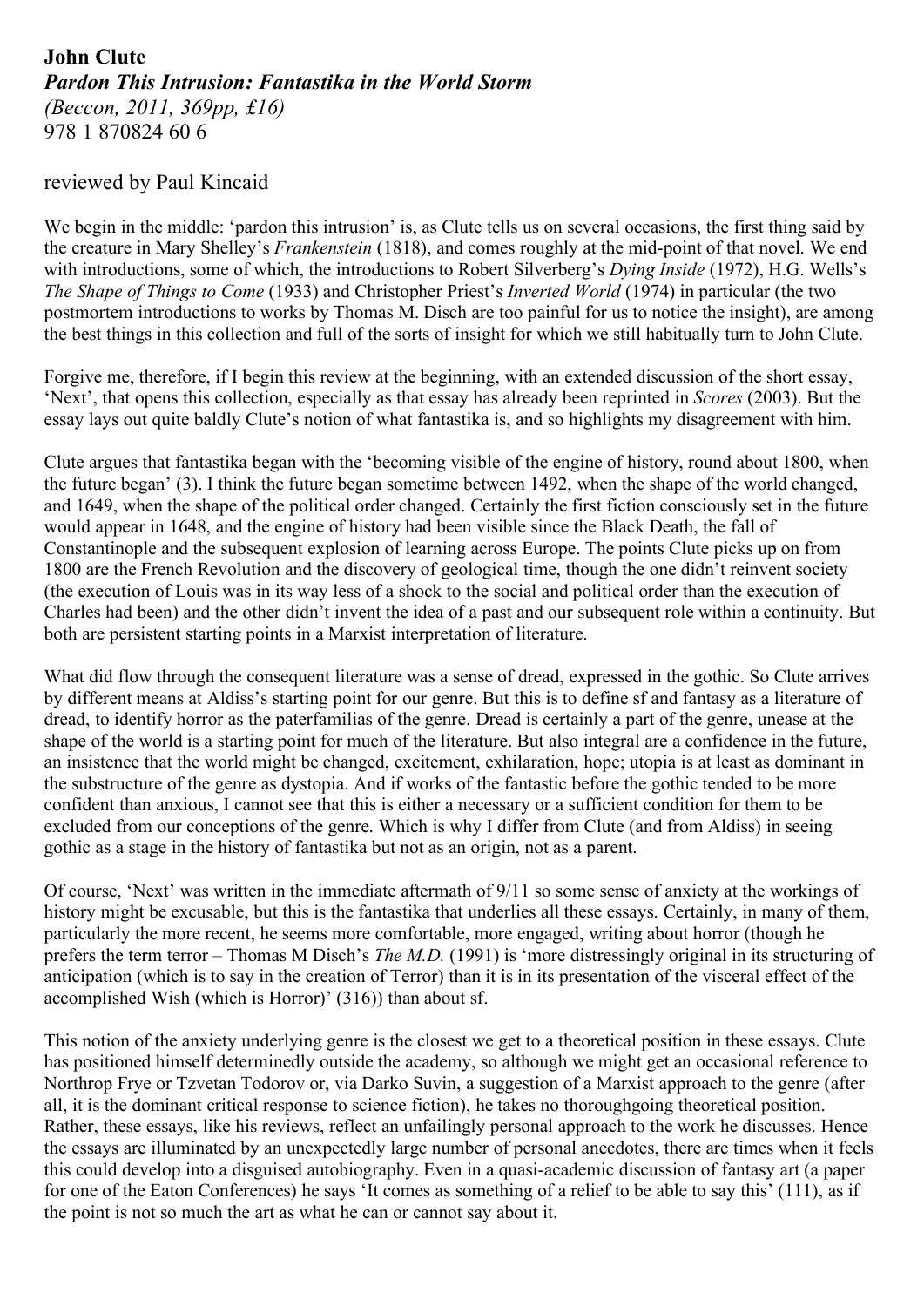**John Clute**
***Pardon This Intrusion: Fantastika in the World Storm***
*(Beccon, 2011, 369pp, £16)*
978 1 870824 60 6

reviewed by Paul Kincaid

We begin in the middle: 'pardon this intrusion' is, as Clute tells us on several occasions, the first thing said by the creature in Mary Shelley's *Frankenstein* (1818), and comes roughly at the mid-point of that novel. We end with introductions, some of which, the introductions to Robert Silverberg's *Dying Inside* (1972), H.G. Wells's *The Shape of Things to Come* (1933) and Christopher Priest's *Inverted World* (1974) in particular (the two postmortem introductions to works by Thomas M. Disch are too painful for us to notice the insight), are among the best things in this collection and full of the sorts of insight for which we still habitually turn to John Clute.

Forgive me, therefore, if I begin this review at the beginning, with an extended discussion of the short essay, 'Next', that opens this collection, especially as that essay has already been reprinted in *Scores* (2003). But the essay lays out quite baldly Clute's notion of what fantastika is, and so highlights my disagreement with him.

Clute argues that fantastika began with the 'becoming visible of the engine of history, round about 1800, when the future began' (3). I think the future began sometime between 1492, when the shape of the world changed, and 1649, when the shape of the political order changed. Certainly the first fiction consciously set in the future would appear in 1648, and the engine of history had been visible since the Black Death, the fall of Constantinople and the subsequent explosion of learning across Europe. The points Clute picks up on from 1800 are the French Revolution and the discovery of geological time, though the one didn't reinvent society (the execution of Louis was in its way less of a shock to the social and political order than the execution of Charles had been) and the other didn't invent the idea of a past and our subsequent role within a continuity. But both are persistent starting points in a Marxist interpretation of literature.

What did flow through the consequent literature was a sense of dread, expressed in the gothic. So Clute arrives by different means at Aldiss's starting point for our genre. But this is to define sf and fantasy as a literature of dread, to identify horror as the paterfamilias of the genre. Dread is certainly a part of the genre, unease at the shape of the world is a starting point for much of the literature. But also integral are a confidence in the future, an insistence that the world might be changed, excitement, exhilaration, hope; utopia is at least as dominant in the substructure of the genre as dystopia. And if works of the fantastic before the gothic tended to be more confident than anxious, I cannot see that this is either a necessary or a sufficient condition for them to be excluded from our conceptions of the genre. Which is why I differ from Clute (and from Aldiss) in seeing gothic as a stage in the history of fantastika but not as an origin, not as a parent.

Of course, 'Next' was written in the immediate aftermath of 9/11 so some sense of anxiety at the workings of history might be excusable, but this is the fantastika that underlies all these essays. Certainly, in many of them, particularly the more recent, he seems more comfortable, more engaged, writing about horror (though he prefers the term terror – Thomas M Disch's *The M.D.* (1991) is 'more distressingly original in its structuring of anticipation (which is to say in the creation of Terror) than it is in its presentation of the visceral effect of the accomplished Wish (which is Horror)' (316)) than about sf.

This notion of the anxiety underlying genre is the closest we get to a theoretical position in these essays. Clute has positioned himself determinedly outside the academy, so although we might get an occasional reference to Northrop Frye or Tzvetan Todorov or, via Darko Suvin, a suggestion of a Marxist approach to the genre (after all, it is the dominant critical response to science fiction), he takes no thoroughgoing theoretical position. Rather, these essays, like his reviews, reflect an unfailingly personal approach to the work he discusses. Hence the essays are illuminated by an unexpectedly large number of personal anecdotes, there are times when it feels this could develop into a disguised autobiography. Even in a quasi-academic discussion of fantasy art (a paper for one of the Eaton Conferences) he says 'It comes as something of a relief to be able to say this' (111), as if the point is not so much the art as what he can or cannot say about it.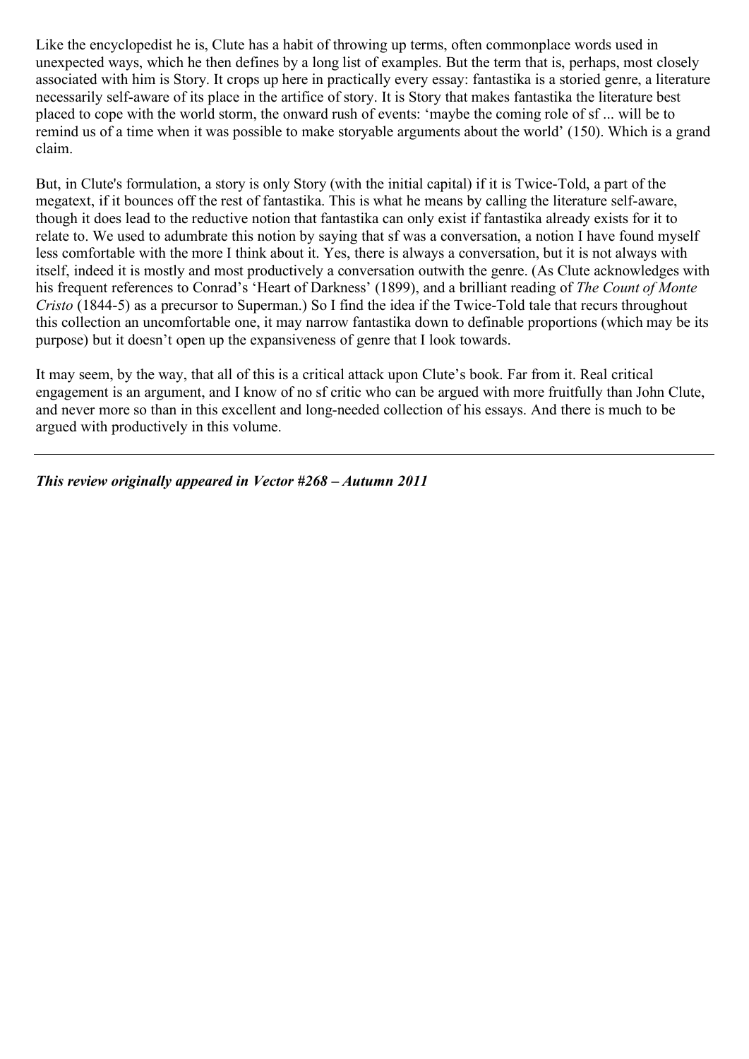Like the encyclopedist he is, Clute has a habit of throwing up terms, often commonplace words used in unexpected ways, which he then defines by a long list of examples. But the term that is, perhaps, most closely associated with him is Story. It crops up here in practically every essay: fantastika is a storied genre, a literature necessarily self-aware of its place in the artifice of story. It is Story that makes fantastika the literature best placed to cope with the world storm, the onward rush of events: 'maybe the coming role of sf ... will be to remind us of a time when it was possible to make storyable arguments about the world' (150). Which is a grand claim.

But, in Clute's formulation, a story is only Story (with the initial capital) if it is Twice-Told, a part of the megatext, if it bounces off the rest of fantastika. This is what he means by calling the literature self-aware, though it does lead to the reductive notion that fantastika can only exist if fantastika already exists for it to relate to. We used to adumbrate this notion by saying that sf was a conversation, a notion I have found myself less comfortable with the more I think about it. Yes, there is always a conversation, but it is not always with itself, indeed it is mostly and most productively a conversation outwith the genre. (As Clute acknowledges with his frequent references to Conrad's 'Heart of Darkness' (1899), and a brilliant reading of *The Count of Monte Cristo* (1844-5) as a precursor to Superman.) So I find the idea if the Twice-Told tale that recurs throughout this collection an uncomfortable one, it may narrow fantastika down to definable proportions (which may be its purpose) but it doesn't open up the expansiveness of genre that I look towards.

It may seem, by the way, that all of this is a critical attack upon Clute's book. Far from it. Real critical engagement is an argument, and I know of no sf critic who can be argued with more fruitfully than John Clute, and never more so than in this excellent and long-needed collection of his essays. And there is much to be argued with productively in this volume.

---

***This review originally appeared in Vector #268 – Autumn 2011***